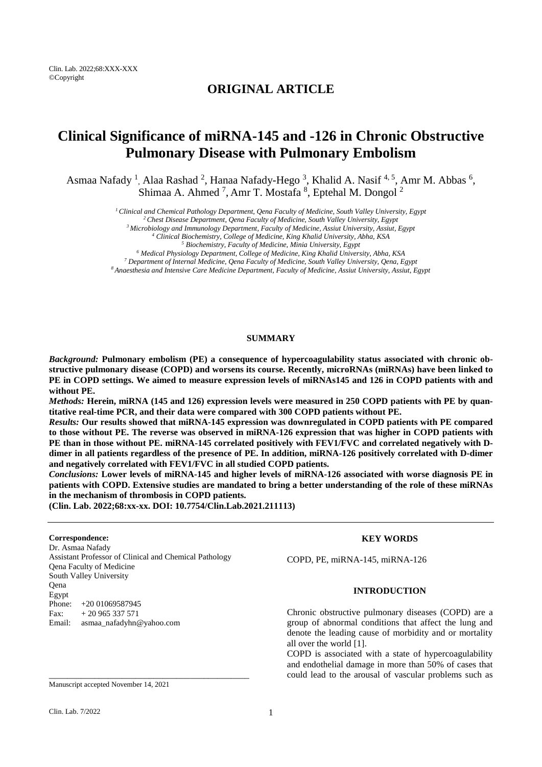## ORIGINAL ARTICLE

# Clinical Significance of miRNA-145 and -126 in Chronic Obstructive Pulmonary Disease with Pulmonary Embolism

Asmaa Nafady [1], Alaa Rashad [2], Hanaa Nafady-Hego [3], Khalid A. Nasif [4,5], Amr M. Abbas [6], Shimaa A. Ahmed [7], Amr T. Mostafa [8], Eptehal M. Dongol [2]

[1] *Clinical and Chemical Pathology Department, Qena Faculty of Medicine, South Valley University, Egypt*
[2] *Chest Disease Department, Qena Faculty of Medicine, South Valley University, Egypt*
[3] *Microbiology and Immunology Department, Faculty of Medicine, Assiut University, Assiut, Egypt*
[4] *Clinical Biochemistry, College of Medicine, King Khalid University, Abha, KSA*
[5] *Biochemistry, Faculty of Medicine, Minia University, Egypt*
[6] *Medical Physiology Department, College of Medicine, King Khalid University, Abha, KSA*
[7] *Department of Internal Medicine, Qena Faculty of Medicine, South Valley University, Qena, Egypt*
[8] *Anaesthesia and Intensive Care Medicine Department, Faculty of Medicine, Assiut University, Assiut, Egypt*

### SUMMARY

***Background:*** **Pulmonary embolism (PE) a consequence of hypercoagulability status associated with chronic obstructive pulmonary disease (COPD) and worsens its course. Recently, microRNAs (miRNAs) have been linked to PE in COPD settings. We aimed to measure expression levels of miRNAs145 and 126 in COPD patients with and without PE.**

***Methods:*** **Herein, miRNA (145 and 126) expression levels were measured in 250 COPD patients with PE by quantitative real-time PCR, and their data were compared with 300 COPD patients without PE.**

***Results:*** **Our results showed that miRNA-145 expression was downregulated in COPD patients with PE compared to those without PE. The reverse was observed in miRNA-126 expression that was higher in COPD patients with PE than in those without PE. miRNA-145 correlated positively with FEV1/FVC and correlated negatively with D-dimer in all patients regardless of the presence of PE. In addition, miRNA-126 positively correlated with D-dimer and negatively correlated with FEV1/FVC in all studied COPD patients.**

***Conclusions:*** **Lower levels of miRNA-145 and higher levels of miRNA-126 associated with worse diagnosis PE in patients with COPD. Extensive studies are mandated to bring a better understanding of the role of these miRNAs in the mechanism of thrombosis in COPD patients.**

**(Clin. Lab. 2022;68:xx-xx. DOI: 10.7754/Clin.Lab.2021.211113)**

**Correspondence:**
Dr. Asmaa Nafady
Assistant Professor of Clinical and Chemical Pathology
Qena Faculty of Medicine
South Valley University
Qena
Egypt
Phone: +20 01069587945
Fax: + 20 965 337 571
Email: asmaa_nafadyhn@yahoo.com

Manuscript accepted November 14, 2021

### KEY WORDS

COPD, PE, miRNA-145, miRNA-126

### INTRODUCTION

Chronic obstructive pulmonary diseases (COPD) are a group of abnormal conditions that affect the lung and denote the leading cause of morbidity and or mortality all over the world [1].

COPD is associated with a state of hypercoagulability and endothelial damage in more than 50% of cases that could lead to the arousal of vascular problems such as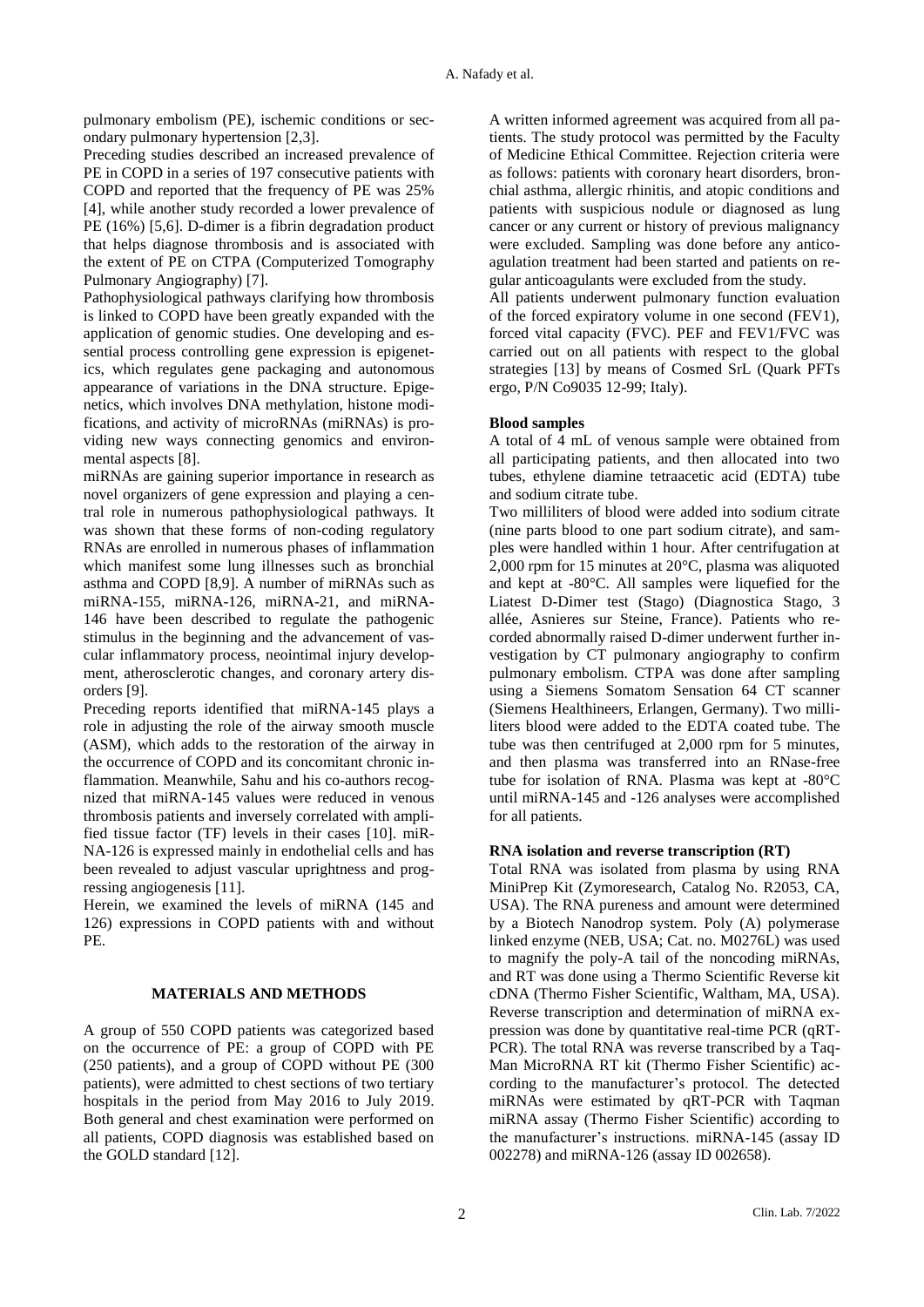pulmonary embolism (PE), ischemic conditions or secondary pulmonary hypertension [2,3].

Preceding studies described an increased prevalence of PE in COPD in a series of 197 consecutive patients with COPD and reported that the frequency of PE was 25% [4], while another study recorded a lower prevalence of PE (16%) [5,6]. D-dimer is a fibrin degradation product that helps diagnose thrombosis and is associated with the extent of PE on CTPA (Computerized Tomography Pulmonary Angiography) [7].

Pathophysiological pathways clarifying how thrombosis is linked to COPD have been greatly expanded with the application of genomic studies. One developing and essential process controlling gene expression is epigenetics, which regulates gene packaging and autonomous appearance of variations in the DNA structure. Epigenetics, which involves DNA methylation, histone modifications, and activity of microRNAs (miRNAs) is providing new ways connecting genomics and environmental aspects [8].

miRNAs are gaining superior importance in research as novel organizers of gene expression and playing a central role in numerous pathophysiological pathways. It was shown that these forms of non-coding regulatory RNAs are enrolled in numerous phases of inflammation which manifest some lung illnesses such as bronchial asthma and COPD [8,9]. A number of miRNAs such as miRNA-155, miRNA-126, miRNA-21, and miRNA-146 have been described to regulate the pathogenic stimulus in the beginning and the advancement of vascular inflammatory process, neointimal injury development, atherosclerotic changes, and coronary artery disorders [9].

Preceding reports identified that miRNA-145 plays a role in adjusting the role of the airway smooth muscle (ASM), which adds to the restoration of the airway in the occurrence of COPD and its concomitant chronic inflammation. Meanwhile, Sahu and his co-authors recognized that miRNA-145 values were reduced in venous thrombosis patients and inversely correlated with amplified tissue factor (TF) levels in their cases [10]. miRNA-126 is expressed mainly in endothelial cells and has been revealed to adjust vascular uprightness and progressing angiogenesis [11].

Herein, we examined the levels of miRNA (145 and 126) expressions in COPD patients with and without PE.

## MATERIALS AND METHODS

A group of 550 COPD patients was categorized based on the occurrence of PE: a group of COPD with PE (250 patients), and a group of COPD without PE (300 patients), were admitted to chest sections of two tertiary hospitals in the period from May 2016 to July 2019. Both general and chest examination were performed on all patients, COPD diagnosis was established based on the GOLD standard [12].

A written informed agreement was acquired from all patients. The study protocol was permitted by the Faculty of Medicine Ethical Committee. Rejection criteria were as follows: patients with coronary heart disorders, bronchial asthma, allergic rhinitis, and atopic conditions and patients with suspicious nodule or diagnosed as lung cancer or any current or history of previous malignancy were excluded. Sampling was done before any anticoagulation treatment had been started and patients on regular anticoagulants were excluded from the study.

All patients underwent pulmonary function evaluation of the forced expiratory volume in one second (FEV1), forced vital capacity (FVC). PEF and FEV1/FVC was carried out on all patients with respect to the global strategies [13] by means of Cosmed SrL (Quark PFTs ergo, P/N Co9035 12-99; Italy).

### Blood samples

A total of 4 mL of venous sample were obtained from all participating patients, and then allocated into two tubes, ethylene diamine tetraacetic acid (EDTA) tube and sodium citrate tube.

Two milliliters of blood were added into sodium citrate (nine parts blood to one part sodium citrate), and samples were handled within 1 hour. After centrifugation at 2,000 rpm for 15 minutes at 20°C, plasma was aliquoted and kept at -80°C. All samples were liquefied for the Liatest D-Dimer test (Stago) (Diagnostica Stago, 3 allée, Asnieres sur Steine, France). Patients who recorded abnormally raised D-dimer underwent further investigation by CT pulmonary angiography to confirm pulmonary embolism. CTPA was done after sampling using a Siemens Somatom Sensation 64 CT scanner (Siemens Healthineers, Erlangen, Germany). Two milliliters blood were added to the EDTA coated tube. The tube was then centrifuged at 2,000 rpm for 5 minutes, and then plasma was transferred into an RNase-free tube for isolation of RNA. Plasma was kept at -80°C until miRNA-145 and -126 analyses were accomplished for all patients.

### RNA isolation and reverse transcription (RT)

Total RNA was isolated from plasma by using RNA MiniPrep Kit (Zymoresearch, Catalog No. R2053, CA, USA). The RNA pureness and amount were determined by a Biotech Nanodrop system. Poly (A) polymerase linked enzyme (NEB, USA; Cat. no. M0276L) was used to magnify the poly-A tail of the noncoding miRNAs, and RT was done using a Thermo Scientific Reverse kit cDNA (Thermo Fisher Scientific, Waltham, MA, USA). Reverse transcription and determination of miRNA expression was done by quantitative real-time PCR (qRT-PCR). The total RNA was reverse transcribed by a TaqMan MicroRNA RT kit (Thermo Fisher Scientific) according to the manufacturer's protocol. The detected miRNAs were estimated by qRT-PCR with Taqman miRNA assay (Thermo Fisher Scientific) according to the manufacturer's instructions. miRNA-145 (assay ID 002278) and miRNA-126 (assay ID 002658).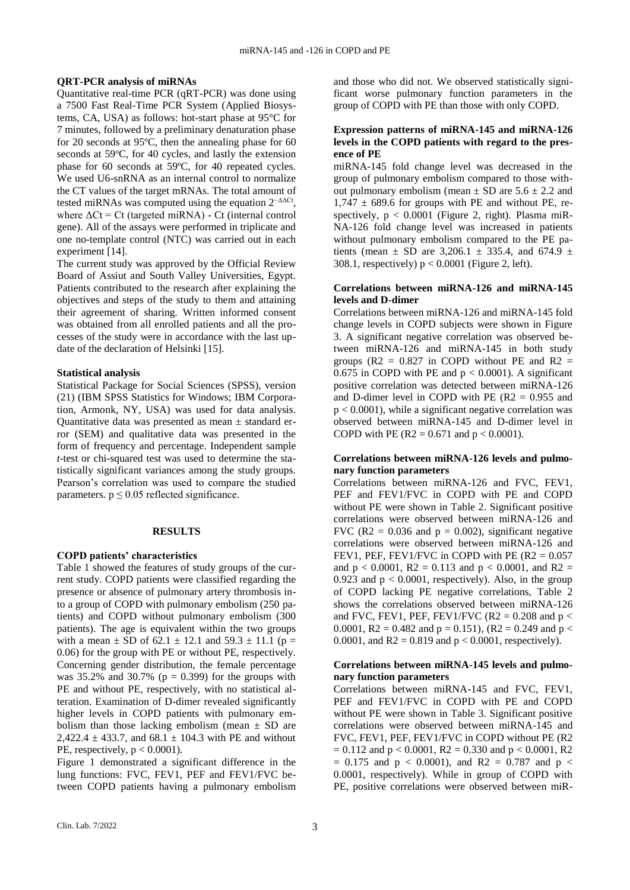### QRT-PCR analysis of miRNAs

Quantitative real-time PCR (qRT-PCR) was done using a 7500 Fast Real-Time PCR System (Applied Biosystems, CA, USA) as follows: hot-start phase at 95°C for 7 minutes, followed by a preliminary denaturation phase for 20 seconds at 95ºC, then the annealing phase for 60 seconds at 59°C, for 40 cycles, and lastly the extension phase for 60 seconds at 59ºC, for 40 repeated cycles. We used U6-snRNA as an internal control to normalize the CT values of the target mRNAs. The total amount of tested miRNAs was computed using the equation $2^{-\Delta\Delta Ct}$, where $\Delta Ct$ = Ct (targeted miRNA) - Ct (internal control gene). All of the assays were performed in triplicate and one no-template control (NTC) was carried out in each experiment [14].

The current study was approved by the Official Review Board of Assiut and South Valley Universities, Egypt. Patients contributed to the research after explaining the objectives and steps of the study to them and attaining their agreement of sharing. Written informed consent was obtained from all enrolled patients and all the processes of the study were in accordance with the last update of the declaration of Helsinki [15].

### Statistical analysis

Statistical Package for Social Sciences (SPSS), version (21) (IBM SPSS Statistics for Windows; IBM Corporation, Armonk, NY, USA) was used for data analysis. Quantitative data was presented as mean ± standard error (SEM) and qualitative data was presented in the form of frequency and percentage. Independent sample *t*-test or chi-squared test was used to determine the statistically significant variances among the study groups. Pearson's correlation was used to compare the studied parameters. $p \leq 0.05$ reflected significance.

## RESULTS

### COPD patients' characteristics

Table 1 showed the features of study groups of the current study. COPD patients were classified regarding the presence or absence of pulmonary artery thrombosis into a group of COPD with pulmonary embolism (250 patients) and COPD without pulmonary embolism (300 patients). The age is equivalent within the two groups with a mean ± SD of 62.1 ± 12.1 and 59.3 ± 11.1 ($p$ = 0.06) for the group with PE or without PE, respectively. Concerning gender distribution, the female percentage was 35.2% and 30.7% ($p$ = 0.399) for the groups with PE and without PE, respectively, with no statistical alteration. Examination of D-dimer revealed significantly higher levels in COPD patients with pulmonary embolism than those lacking embolism (mean ± SD are 2,422.4 ± 433.7, and 68.1 ± 104.3 with PE and without PE, respectively, $p < 0.0001$).

Figure 1 demonstrated a significant difference in the lung functions: FVC, FEV1, PEF and FEV1/FVC between COPD patients having a pulmonary embolism and those who did not. We observed statistically significant worse pulmonary function parameters in the group of COPD with PE than those with only COPD.

### Expression patterns of miRNA-145 and miRNA-126 levels in the COPD patients with regard to the presence of PE

miRNA-145 fold change level was decreased in the group of pulmonary embolism compared to those without pulmonary embolism (mean ± SD are 5.6 ± 2.2 and 1,747 ± 689.6 for groups with PE and without PE, respectively, $p < 0.0001$ (Figure 2, right). Plasma miRNA-126 fold change level was increased in patients without pulmonary embolism compared to the PE patients (mean ± SD are 3,206.1 ± 335.4, and 674.9 ± 308.1, respectively) $p < 0.0001$ (Figure 2, left).

### Correlations between miRNA-126 and miRNA-145 levels and D-dimer

Correlations between miRNA-126 and miRNA-145 fold change levels in COPD subjects were shown in Figure 3. A significant negative correlation was observed between miRNA-126 and miRNA-145 in both study groups ($R^2$ = 0.827 in COPD without PE and $R^2$ = 0.675 in COPD with PE and $p < 0.0001$). A significant positive correlation was detected between miRNA-126 and D-dimer level in COPD with PE ($R^2$ = 0.955 and $p < 0.0001$), while a significant negative correlation was observed between miRNA-145 and D-dimer level in COPD with PE ($R^2$ = 0.671 and $p < 0.0001$).

### Correlations between miRNA-126 levels and pulmonary function parameters

Correlations between miRNA-126 and FVC, FEV1, PEF and FEV1/FVC in COPD with PE and COPD without PE were shown in Table 2. Significant positive correlations were observed between miRNA-126 and FVC ($R^2$ = 0.036 and $p$ = 0.002), significant negative correlations were observed between miRNA-126 and FEV1, PEF, FEV1/FVC in COPD with PE ($R^2$ = 0.057 and $p < 0.0001$, $R^2$ = 0.113 and $p < 0.0001$, and $R^2$ = 0.923 and $p < 0.0001$, respectively). Also, in the group of COPD lacking PE negative correlations, Table 2 shows the correlations observed between miRNA-126 and FVC, FEV1, PEF, FEV1/FVC ($R^2$ = 0.208 and $p < 0.0001$, $R^2$ = 0.482 and $p$ = 0.151), ($R^2$ = 0.249 and $p < 0.0001$, and $R^2$ = 0.819 and $p < 0.0001$, respectively).

### Correlations between miRNA-145 levels and pulmonary function parameters

Correlations between miRNA-145 and FVC, FEV1, PEF and FEV1/FVC in COPD with PE and COPD without PE were shown in Table 3. Significant positive correlations were observed between miRNA-145 and FVC, FEV1, PEF, FEV1/FVC in COPD without PE ($R^2$ = 0.112 and $p < 0.0001$, $R^2$ = 0.330 and $p < 0.0001$, $R^2$ = 0.175 and $p < 0.0001$), and $R^2$ = 0.787 and $p < 0.0001$, respectively). While in group of COPD with PE, positive correlations were observed between miR-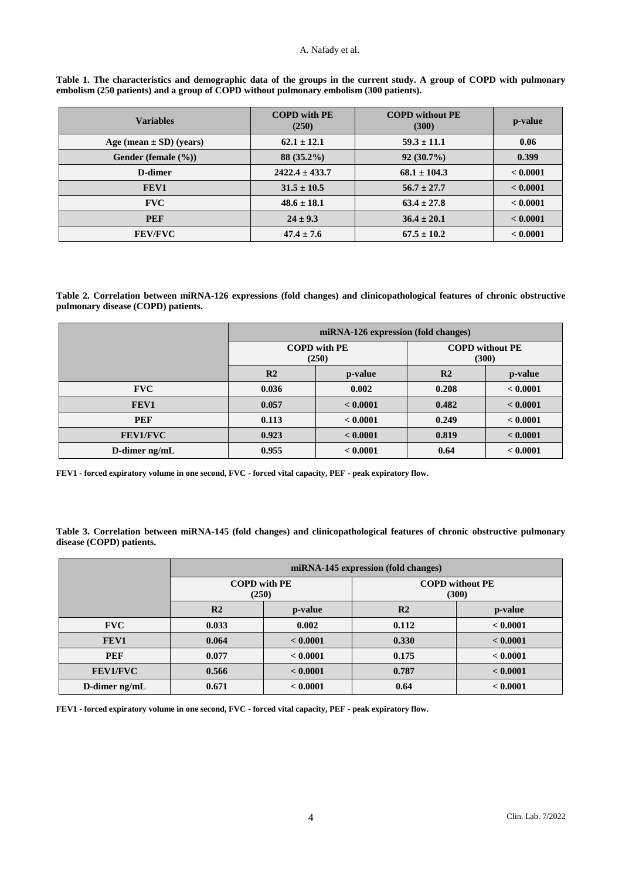**Table 1. The characteristics and demographic data of the groups in the current study. A group of COPD with pulmonary embolism (250 patients) and a group of COPD without pulmonary embolism (300 patients).**

| Variables | COPD with PE (250) | COPD without PE (300) | p-value |
|---|---|---|---|
| Age (mean ± SD) (years) | 62.1 ± 12.1 | 59.3 ± 11.1 | 0.06 |
| Gender (female (%)) | 88 (35.2%) | 92 (30.7%) | 0.399 |
| D-dimer | 2422.4 ± 433.7 | 68.1 ± 104.3 | < 0.0001 |
| FEV1 | 31.5 ± 10.5 | 56.7 ± 27.7 | < 0.0001 |
| FVC | 48.6 ± 18.1 | 63.4 ± 27.8 | < 0.0001 |
| PEF | 24 ± 9.3 | 36.4 ± 20.1 | < 0.0001 |
| FEV/FVC | 47.4 ± 7.6 | 67.5 ± 10.2 | < 0.0001 |

**Table 2. Correlation between miRNA-126 expressions (fold changes) and clinicopathological features of chronic obstructive pulmonary disease (COPD) patients.**

| | miRNA-126 expression (fold changes) | | | |
|---|---|---|---|---|
| | COPD with PE (250) | | COPD without PE (300) | |
| | R2 | p-value | R2 | p-value |
| FVC | 0.036 | 0.002 | 0.208 | < 0.0001 |
| FEV1 | 0.057 | < 0.0001 | 0.482 | < 0.0001 |
| PEF | 0.113 | < 0.0001 | 0.249 | < 0.0001 |
| FEV1/FVC | 0.923 | < 0.0001 | 0.819 | < 0.0001 |
| D-dimer ng/mL | 0.955 | < 0.0001 | 0.64 | < 0.0001 |

FEV1 - forced expiratory volume in one second, FVC - forced vital capacity, PEF - peak expiratory flow.

**Table 3. Correlation between miRNA-145 (fold changes) and clinicopathological features of chronic obstructive pulmonary disease (COPD) patients.**

| | miRNA-145 expression (fold changes) | | | |
|---|---|---|---|---|
| | COPD with PE (250) | | COPD without PE (300) | |
| | R2 | p-value | R2 | p-value |
| FVC | 0.033 | 0.002 | 0.112 | < 0.0001 |
| FEV1 | 0.064 | < 0.0001 | 0.330 | < 0.0001 |
| PEF | 0.077 | < 0.0001 | 0.175 | < 0.0001 |
| FEV1/FVC | 0.566 | < 0.0001 | 0.787 | < 0.0001 |
| D-dimer ng/mL | 0.671 | < 0.0001 | 0.64 | < 0.0001 |

FEV1 - forced expiratory volume in one second, FVC - forced vital capacity, PEF - peak expiratory flow.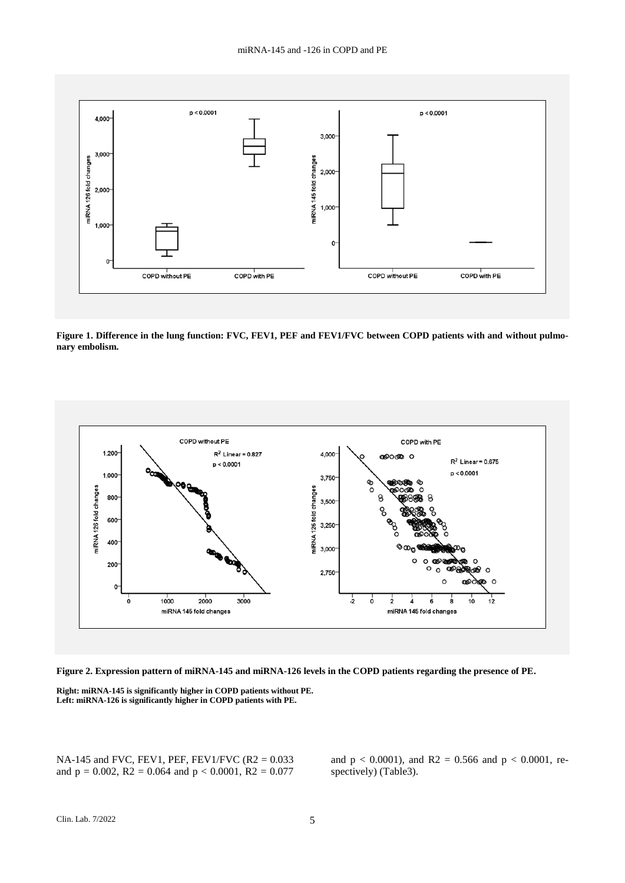**Figure 1. Difference in the lung function: FVC, FEV1, PEF and FEV1/FVC between COPD patients with and without pulmonary embolism.**

**Figure 2. Expression pattern of miRNA-145 and miRNA-126 levels in the COPD patients regarding the presence of PE.**

**Right: miRNA-145 is significantly higher in COPD patients without PE.**
**Left: miRNA-126 is significantly higher in COPD patients with PE.**

NA-145 and FVC, FEV1, PEF, FEV1/FVC ($R2 = 0.033$ and $p = 0.002$, $R2 = 0.064$ and $p < 0.0001$, $R2 = 0.077$ and $p < 0.0001$), and $R2 = 0.566$ and $p < 0.0001$, respectively) (Table3).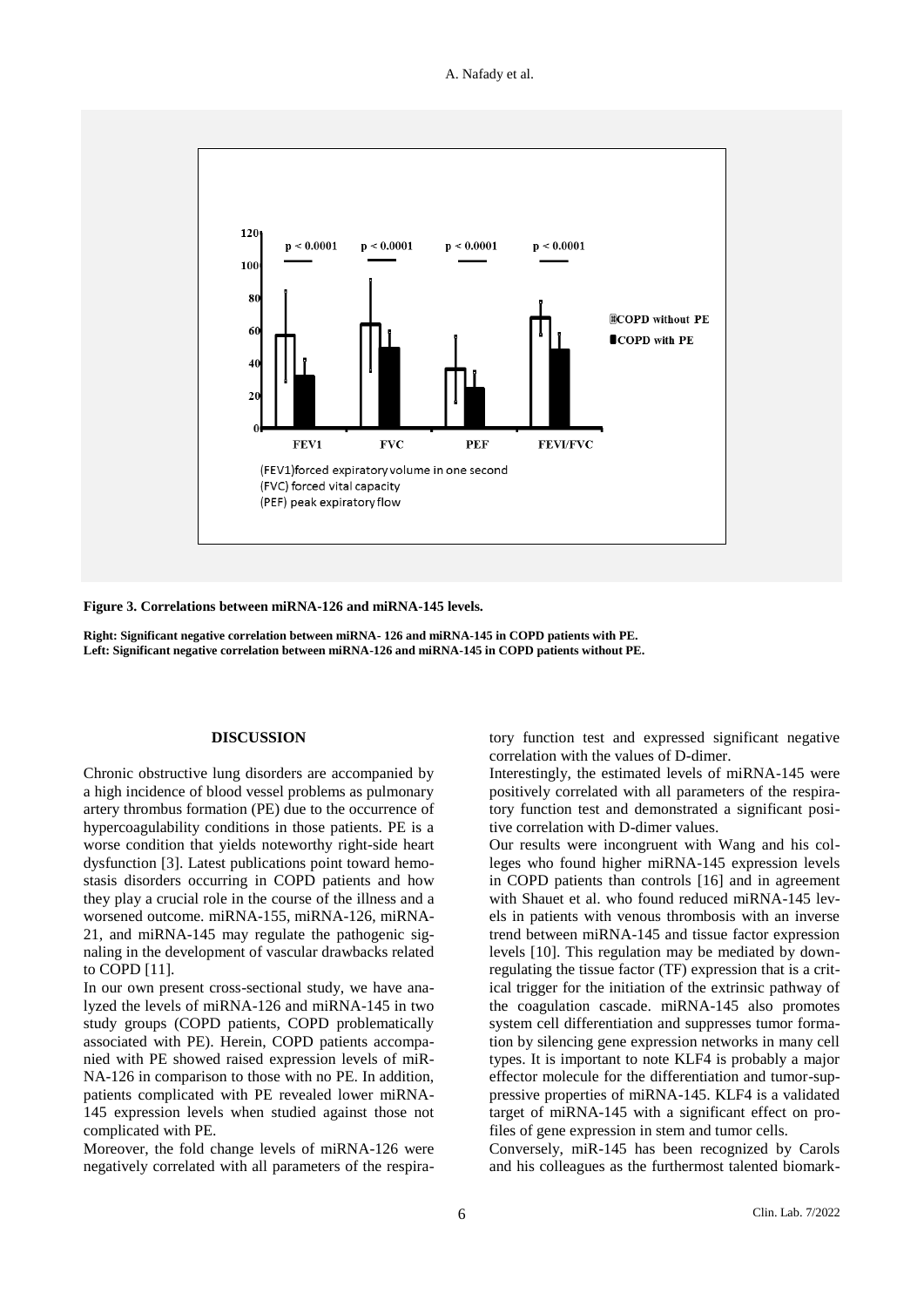**Figure 3. Correlations between miRNA-126 and miRNA-145 levels.**

**Right: Significant negative correlation between miRNA- 126 and miRNA-145 in COPD patients with PE.**
**Left: Significant negative correlation between miRNA-126 and miRNA-145 in COPD patients without PE.**

## DISCUSSION

Chronic obstructive lung disorders are accompanied by a high incidence of blood vessel problems as pulmonary artery thrombus formation (PE) due to the occurrence of hypercoagulability conditions in those patients. PE is a worse condition that yields noteworthy right-side heart dysfunction [3]. Latest publications point toward hemostasis disorders occurring in COPD patients and how they play a crucial role in the course of the illness and a worsened outcome. miRNA-155, miRNA-126, miRNA-21, and miRNA-145 may regulate the pathogenic signaling in the development of vascular drawbacks related to COPD [11].

In our own present cross-sectional study, we have analyzed the levels of miRNA-126 and miRNA-145 in two study groups (COPD patients, COPD problematically associated with PE). Herein, COPD patients accompanied with PE showed raised expression levels of miRNA-126 in comparison to those with no PE. In addition, patients complicated with PE revealed lower miRNA-145 expression levels when studied against those not complicated with PE.

Moreover, the fold change levels of miRNA-126 were negatively correlated with all parameters of the respiratory function test and expressed significant negative correlation with the values of D-dimer.

Interestingly, the estimated levels of miRNA-145 were positively correlated with all parameters of the respiratory function test and demonstrated a significant positive correlation with D-dimer values.

Our results were incongruent with Wang and his colleges who found higher miRNA-145 expression levels in COPD patients than controls [16] and in agreement with Shauet et al. who found reduced miRNA-145 levels in patients with venous thrombosis with an inverse trend between miRNA-145 and tissue factor expression levels [10]. This regulation may be mediated by downregulating the tissue factor (TF) expression that is a critical trigger for the initiation of the extrinsic pathway of the coagulation cascade. miRNA-145 also promotes system cell differentiation and suppresses tumor formation by silencing gene expression networks in many cell types. It is important to note KLF4 is probably a major effector molecule for the differentiation and tumor-suppressive properties of miRNA-145. KLF4 is a validated target of miRNA-145 with a significant effect on profiles of gene expression in stem and tumor cells.

Conversely, miR-145 has been recognized by Carols and his colleagues as the furthermost talented biomark-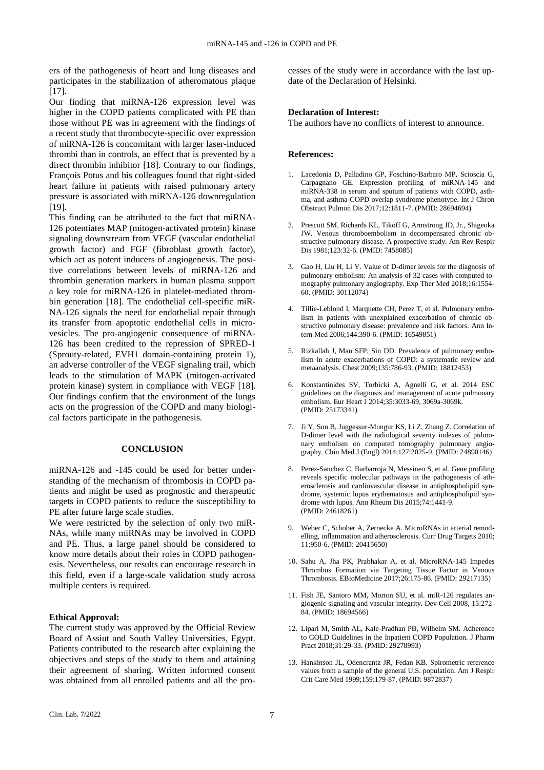ers of the pathogenesis of heart and lung diseases and participates in the stabilization of atheromatous plaque [17].

Our finding that miRNA-126 expression level was higher in the COPD patients complicated with PE than those without PE was in agreement with the findings of a recent study that thrombocyte-specific over expression of miRNA-126 is concomitant with larger laser-induced thrombi than in controls, an effect that is prevented by a direct thrombin inhibitor [18]. Contrary to our findings, François Potus and his colleagues found that right-sided heart failure in patients with raised pulmonary artery pressure is associated with miRNA-126 downregulation [19].

This finding can be attributed to the fact that miRNA-126 potentiates MAP (mitogen-activated protein) kinase signaling downstream from VEGF (vascular endothelial growth factor) and FGF (fibroblast growth factor), which act as potent inducers of angiogenesis. The positive correlations between levels of miRNA-126 and thrombin generation markers in human plasma support a key role for miRNA-126 in platelet-mediated thrombin generation [18]. The endothelial cell-specific miRNA-126 signals the need for endothelial repair through its transfer from apoptotic endothelial cells in microvesicles. The pro-angiogenic consequence of miRNA-126 has been credited to the repression of SPRED-1 (Sprouty-related, EVH1 domain-containing protein 1), an adverse controller of the VEGF signaling trail, which leads to the stimulation of MAPK (mitogen-activated protein kinase) system in compliance with VEGF [18]. Our findings confirm that the environment of the lungs acts on the progression of the COPD and many biological factors participate in the pathogenesis.

## CONCLUSION

miRNA-126 and -145 could be used for better understanding of the mechanism of thrombosis in COPD patients and might be used as prognostic and therapeutic targets in COPD patients to reduce the susceptibility to PE after future large scale studies.

We were restricted by the selection of only two miRNAs, while many miRNAs may be involved in COPD and PE. Thus, a large panel should be considered to know more details about their roles in COPD pathogenesis. Nevertheless, our results can encourage research in this field, even if a large-scale validation study across multiple centers is required.

**Ethical Approval:**

The current study was approved by the Official Review Board of Assiut and South Valley Universities, Egypt. Patients contributed to the research after explaining the objectives and steps of the study to them and attaining their agreement of sharing. Written informed consent was obtained from all enrolled patients and all the processes of the study were in accordance with the last update of the Declaration of Helsinki.

**Declaration of Interest:**

The authors have no conflicts of interest to announce.

**References:**

1. Lacedonia D, Palladino GP, Foschino-Barbaro MP, Scioscia G, Carpagnano GE. Expression profiling of miRNA-145 and miRNA-338 in serum and sputum of patients with COPD, asthma, and asthma-COPD overlap syndrome phenotype. Int J Chron Obstruct Pulmon Dis 2017;12:1811-7. (PMID: 28694694)
2. Prescott SM, Richards KL, Tikoff G, Armstrong JD, Jr., Shigeoka JW. Venous thromboembolism in decompensated chronic obstructive pulmonary disease. A prospective study. Am Rev Respir Dis 1981;123:32-6. (PMID: 7458085)
3. Gao H, Liu H, Li Y. Value of D-dimer levels for the diagnosis of pulmonary embolism: An analysis of 32 cases with computed tomography pulmonary angiography. Exp Ther Med 2018;16:1554-60. (PMID: 30112074)
4. Tillie-Leblond I, Marquette CH, Perez T, et al. Pulmonary embolism in patients with unexplained exacerbation of chronic obstructive pulmonary disease: prevalence and risk factors. Ann Intern Med 2006;144:390-6. (PMID: 16549851)
5. Rizkallah J, Man SFP, Sin DD. Prevalence of pulmonary embolism in acute exacerbations of COPD: a systematic review and metaanalysis. Chest 2009;135:786-93. (PMID: 18812453)
6. Konstantinides SV, Torbicki A, Agnelli G, et al. 2014 ESC guidelines on the diagnosis and management of acute pulmonary embolism. Eur Heart J 2014;35:3033-69, 3069a-3069k. (PMID: 25173341)
7. Ji Y, Sun B, Juggessur-Mungur KS, Li Z, Zhang Z. Correlation of D-dimer level with the radiological severity indexes of pulmonary embolism on computed tomography pulmonary angiography. Chin Med J (Engl) 2014;127:2025-9. (PMID: 24890146)
8. Perez-Sanchez C, Barbarroja N, Messineo S, et al. Gene profiling reveals specific molecular pathways in the pathogenesis of atherosclerosis and cardiovascular disease in antiphospholipid syndrome, systemic lupus erythematosus and antiphospholipid syndrome with lupus. Ann Rheum Dis 2015;74:1441-9. (PMID: 24618261)
9. Weber C, Schober A, Zernecke A. MicroRNAs in arterial remodelling, inflammation and atherosclerosis. Curr Drug Targets 2010; 11:950-6. (PMID: 20415650)
10. Sahu A, Jha PK, Prabhakar A, et al. MicroRNA-145 Impedes Thrombus Formation via Targeting Tissue Factor in Venous Thrombosis. EBioMedicine 2017;26:175-86. (PMID: 29217135)
11. Fish JE, Santoro MM, Morton SU, et al. miR-126 regulates angiogenic signaling and vascular integrity. Dev Cell 2008, 15:272-84. (PMID: 18694566)
12. Lipari M, Smith AL, Kale-Pradhan PB, Wilhelm SM. Adherence to GOLD Guidelines in the Inpatient COPD Population. J Pharm Pract 2018;31:29-33. (PMID: 29278993)
13. Hankinson JL, Odencrantz JR, Fedan KB. Spirometric reference values from a sample of the general U.S. population. Am J Respir Crit Care Med 1999;159:179-87. (PMID: 9872837)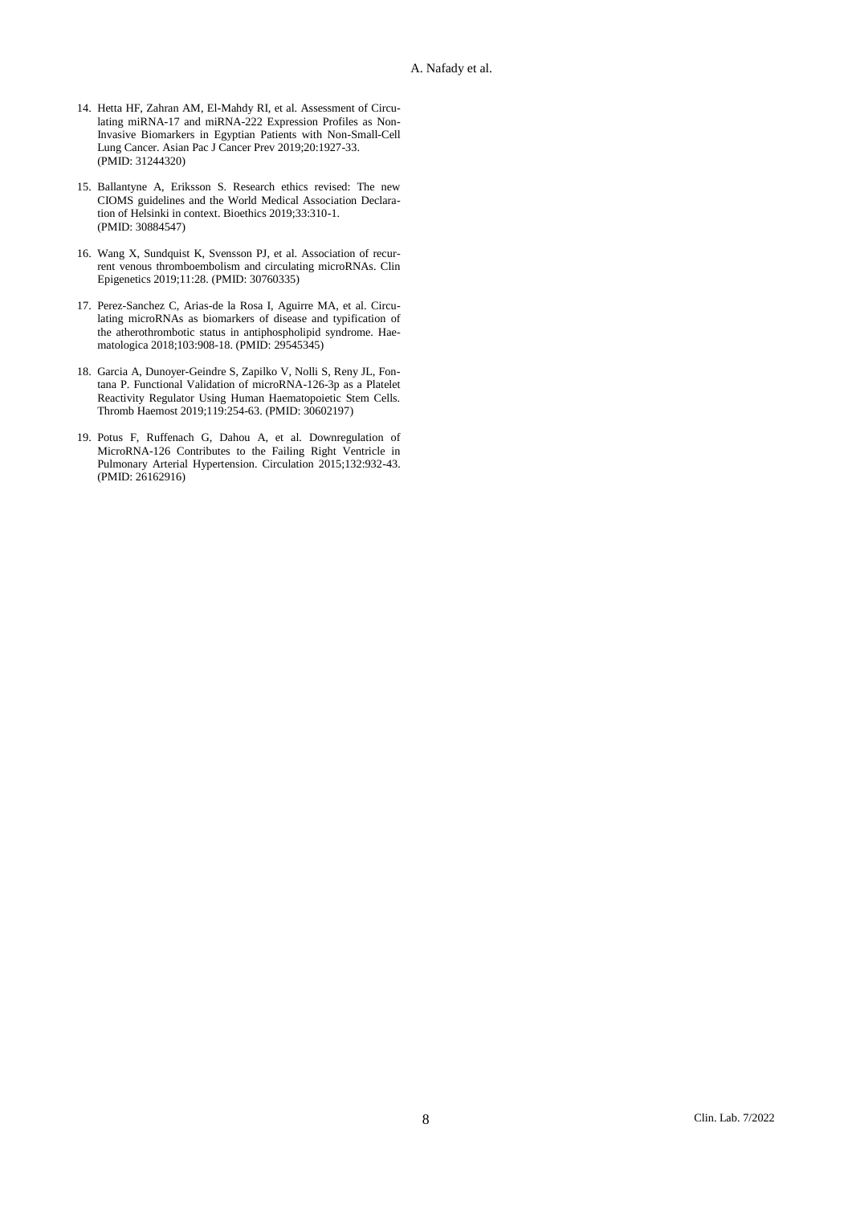14. Hetta HF, Zahran AM, El-Mahdy RI, et al. Assessment of Circulating miRNA-17 and miRNA-222 Expression Profiles as Non-Invasive Biomarkers in Egyptian Patients with Non-Small-Cell Lung Cancer. Asian Pac J Cancer Prev 2019;20:1927-33. (PMID: 31244320)

15. Ballantyne A, Eriksson S. Research ethics revised: The new CIOMS guidelines and the World Medical Association Declaration of Helsinki in context. Bioethics 2019;33:310-1. (PMID: 30884547)

16. Wang X, Sundquist K, Svensson PJ, et al. Association of recurrent venous thromboembolism and circulating microRNAs. Clin Epigenetics 2019;11:28. (PMID: 30760335)

17. Perez-Sanchez C, Arias-de la Rosa I, Aguirre MA, et al. Circulating microRNAs as biomarkers of disease and typification of the atherothrombotic status in antiphospholipid syndrome. Haematologica 2018;103:908-18. (PMID: 29545345)

18. Garcia A, Dunoyer-Geindre S, Zapilko V, Nolli S, Reny JL, Fontana P. Functional Validation of microRNA-126-3p as a Platelet Reactivity Regulator Using Human Haematopoietic Stem Cells. Thromb Haemost 2019;119:254-63. (PMID: 30602197)

19. Potus F, Ruffenach G, Dahou A, et al. Downregulation of MicroRNA-126 Contributes to the Failing Right Ventricle in Pulmonary Arterial Hypertension. Circulation 2015;132:932-43. (PMID: 26162916)